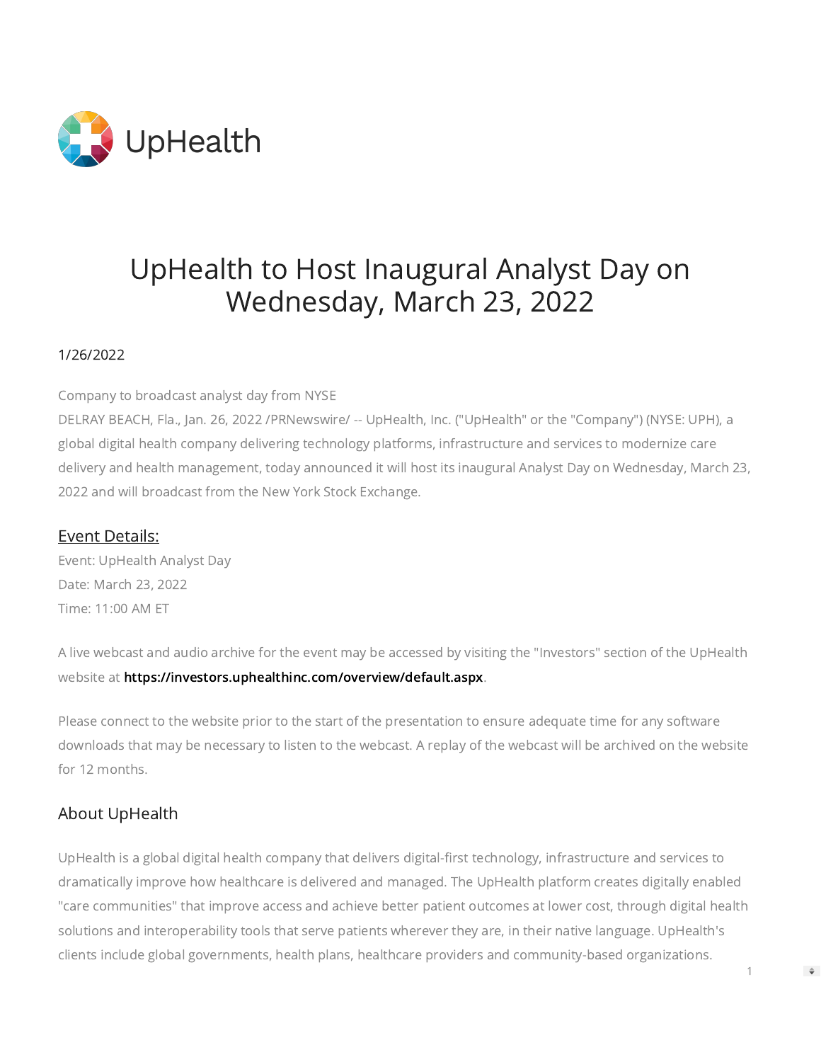UpHealth

# UpHealth to Host Inaugural Analyst Day on Wednesday, March 23, 2022

1/26/2022

Company to broadcast analyst day from NYSE

DELRAY BEACH, Fla., Jan. 26, 2022 /PRNewswire/ -- UpHealth, Inc. ("UpHealth" or the "Company") (NYSE: UPH), a global digital health company delivering technology platforms, infrastructure and services to modernize care delivery and health management, today announced it will host its inaugural Analyst Day on Wednesday, March 23, 2022 and will broadcast from the New York Stock Exchange.

## Event Details:

Event: UpHealth Analyst Day

Date: March 23, 2022

Time: 11:00 AM ET

A live webcast and audio archive for the event may be accessed by visiting the "Investors" section of the UpHealth website at **https://investors.uphealthinc.com/overview/default.aspx**.

Please connect to the website prior to the start of the presentation to ensure adequate time for any software downloads that may be necessary to listen to the webcast. A replay of the webcast will be archived on the website for 12 months.

## About UpHealth

UpHealth is a global digital health company that delivers digital-first technology, infrastructure and services to dramatically improve how healthcare is delivered and managed. The UpHealth platform creates digitally enabled "care communities" that improve access and achieve better patient outcomes at lower cost, through digital health solutions and interoperability tools that serve patients wherever they are, in their native language. UpHealth's clients include global governments, health plans, healthcare providers and community-based organizations.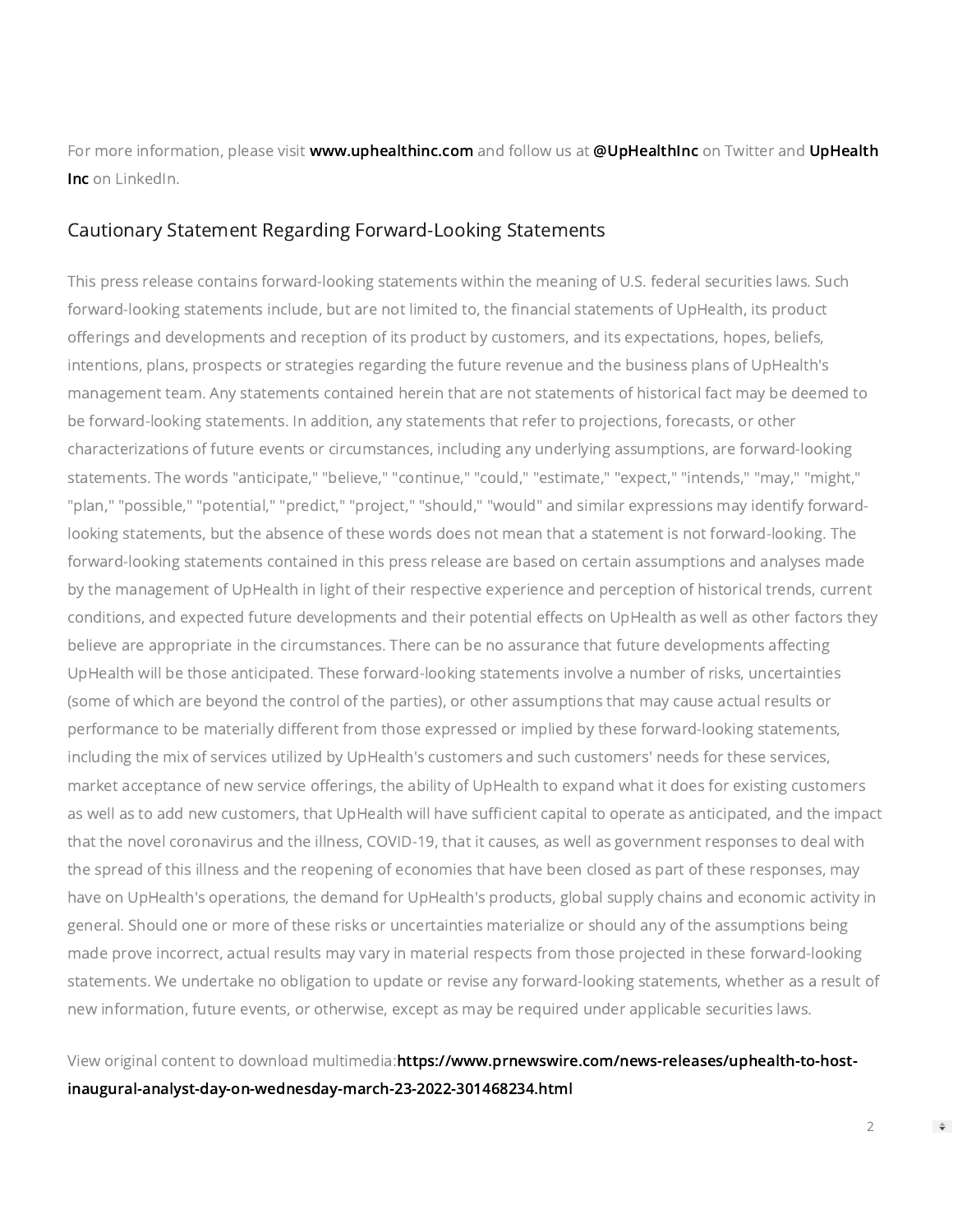For more information, please visit **www.uphealthinc.com** and follow us at **@UpHealthInc** on Twitter and **UpHealth Inc** on LinkedIn.

## Cautionary Statement Regarding Forward-Looking Statements

This press release contains forward-looking statements within the meaning of U.S. federal securities laws. Such forward-looking statements include, but are not limited to, the financial statements of UpHealth, its product offerings and developments and reception of its product by customers, and its expectations, hopes, beliefs, intentions, plans, prospects or strategies regarding the future revenue and the business plans of UpHealth's management team. Any statements contained herein that are not statements of historical fact may be deemed to be forward-looking statements. In addition, any statements that refer to projections, forecasts, or other characterizations of future events or circumstances, including any underlying assumptions, are forward-looking statements. The words "anticipate," "believe," "continue," "could," "estimate," "expect," "intends," "may," "might," "plan," "possible," "potential," "predict," "project," "should," "would" and similar expressions may identify forward-looking statements, but the absence of these words does not mean that a statement is not forward-looking. The forward-looking statements contained in this press release are based on certain assumptions and analyses made by the management of UpHealth in light of their respective experience and perception of historical trends, current conditions, and expected future developments and their potential effects on UpHealth as well as other factors they believe are appropriate in the circumstances. There can be no assurance that future developments affecting UpHealth will be those anticipated. These forward-looking statements involve a number of risks, uncertainties (some of which are beyond the control of the parties), or other assumptions that may cause actual results or performance to be materially different from those expressed or implied by these forward-looking statements, including the mix of services utilized by UpHealth's customers and such customers' needs for these services, market acceptance of new service offerings, the ability of UpHealth to expand what it does for existing customers as well as to add new customers, that UpHealth will have sufficient capital to operate as anticipated, and the impact that the novel coronavirus and the illness, COVID-19, that it causes, as well as government responses to deal with the spread of this illness and the reopening of economies that have been closed as part of these responses, may have on UpHealth's operations, the demand for UpHealth's products, global supply chains and economic activity in general. Should one or more of these risks or uncertainties materialize or should any of the assumptions being made prove incorrect, actual results may vary in material respects from those projected in these forward-looking statements. We undertake no obligation to update or revise any forward-looking statements, whether as a result of new information, future events, or otherwise, except as may be required under applicable securities laws.

View original content to download multimedia:**https://www.prnewswire.com/news-releases/uphealth-to-host-inaugural-analyst-day-on-wednesday-march-23-2022-301468234.html**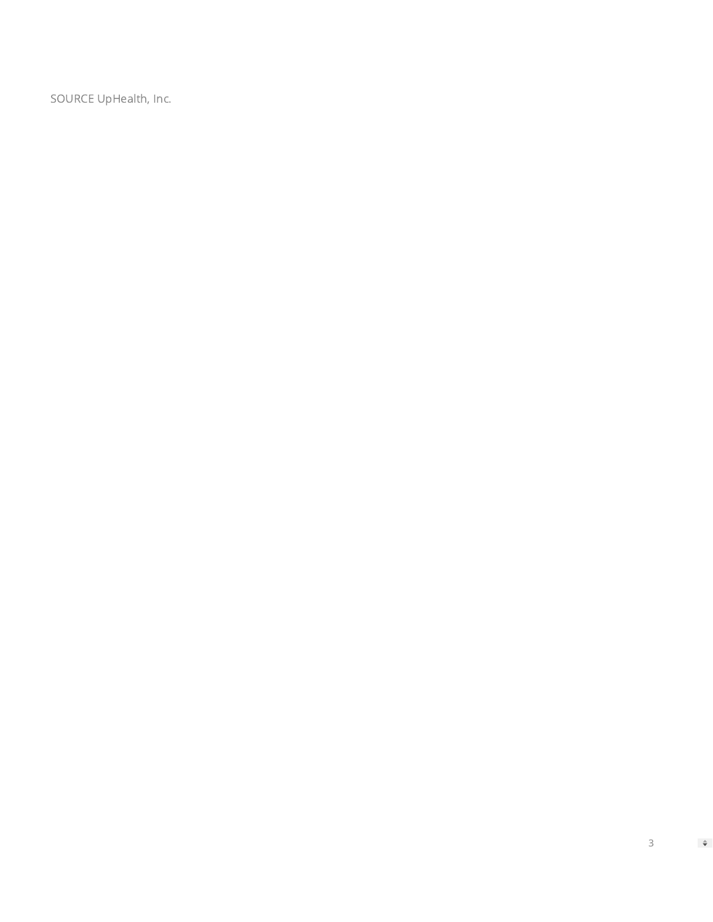SOURCE UpHealth, Inc.